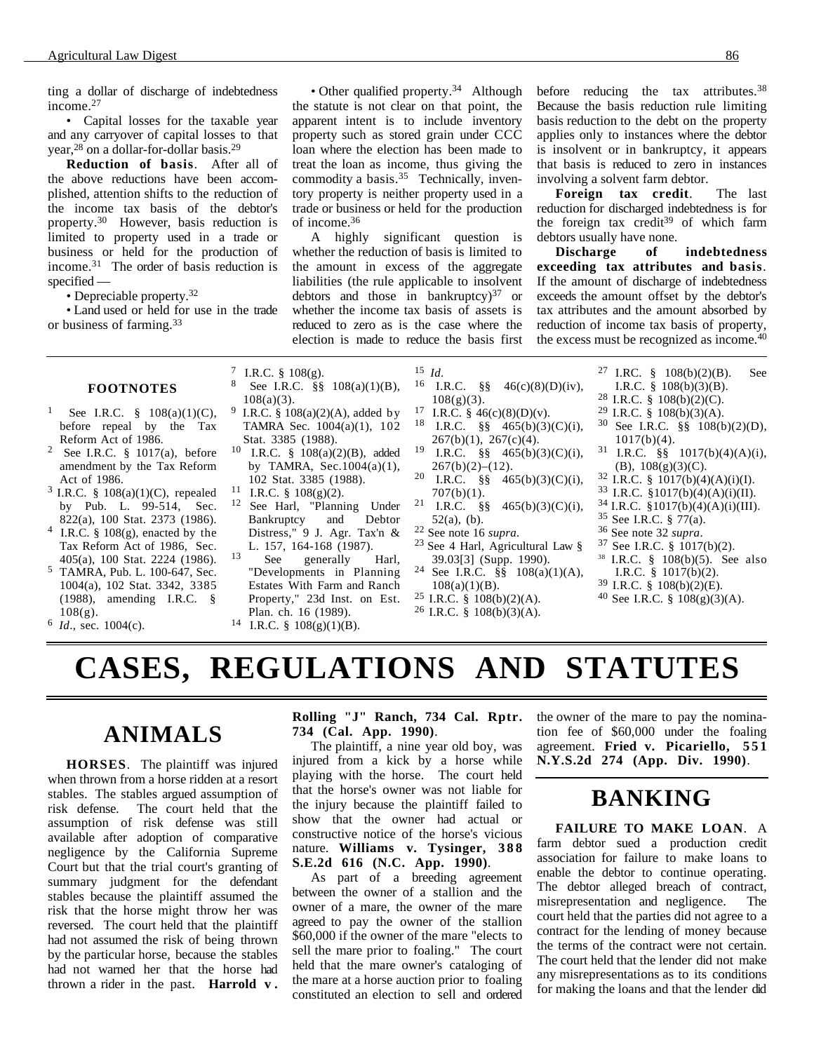ting a dollar of discharge of indebtedness income.[27]

• Capital losses for the taxable year and any carryover of capital losses to that year,[28] on a dollar-for-dollar basis.[29]

**Reduction of basis**. After all of the above reductions have been accomplished, attention shifts to the reduction of the income tax basis of the debtor's property.[30] However, basis reduction is limited to property used in a trade or business or held for the production of income.[31] The order of basis reduction is specified —

• Depreciable property.[32]

• Land used or held for use in the trade or business of farming.[33]

• Other qualified property.[34] Although the statute is not clear on that point, the apparent intent is to include inventory property such as stored grain under CCC loan where the election has been made to treat the loan as income, thus giving the commodity a basis.[35] Technically, inventory property is neither property used in a trade or business or held for the production of income.[36]

A highly significant question is whether the reduction of basis is limited to the amount in excess of the aggregate liabilities (the rule applicable to insolvent debtors and those in bankruptcy)[37] or whether the income tax basis of assets is reduced to zero as is the case where the election is made to reduce the basis first before reducing the tax attributes.[38] Because the basis reduction rule limiting basis reduction to the debt on the property applies only to instances where the debtor is insolvent or in bankruptcy, it appears that basis is reduced to zero in instances involving a solvent farm debtor.

**Foreign tax credit**. The last reduction for discharged indebtedness is for the foreign tax credit[39] of which farm debtors usually have none.

**Discharge of indebtedness exceeding tax attributes and basis**. If the amount of discharge of indebtedness exceeds the amount offset by the debtor's tax attributes and the amount absorbed by reduction of income tax basis of property, the excess must be recognized as income.[40]

### FOOTNOTES

1 See I.R.C. § 108(a)(1)(C), before repeal by the Tax Reform Act of 1986.

2 See I.R.C. § 1017(a), before amendment by the Tax Reform Act of 1986.

3 I.R.C. § 108(a)(1)(C), repealed by Pub. L. 99-514, Sec. 822(a), 100 Stat. 2373 (1986).

4 I.R.C. § 108(g), enacted by the Tax Reform Act of 1986, Sec. 405(a), 100 Stat. 2224 (1986).

5 TAMRA, Pub. L. 100-647, Sec. 1004(a), 102 Stat. 3342, 3385 (1988), amending I.R.C. § 108(g).

6 *Id*., sec. 1004(c).

7 I.R.C. § 108(g).

8 See I.R.C. §§ 108(a)(1)(B), 108(a)(3).

9 I.R.C. § 108(a)(2)(A), added by TAMRA Sec. 1004(a)(1), 102 Stat. 3385 (1988).

10 I.R.C. § 108(a)(2)(B), added by TAMRA, Sec.1004(a)(1), 102 Stat. 3385 (1988).

11 I.R.C. § 108(g)(2).

12 See Harl, "Planning Under Bankruptcy and Debtor Distress," 9 J. Agr. Tax'n & L. 157, 164-168 (1987).

13 See generally Harl, "Developments in Planning Estates With Farm and Ranch Property," 23d Inst. on Est. Plan. ch. 16 (1989).

14 I.R.C. § 108(g)(1)(B).

15 *Id*.

16 I.R.C. §§ 46(c)(8)(D)(iv), 108(g)(3).

17 I.R.C. § 46(c)(8)(D)(v).

18 I.R.C. §§ 465(b)(3)(C)(i), 267(b)(1), 267(c)(4).

19 I.R.C. §§ 465(b)(3)(C)(i), 267(b)(2)–(12).

20 I.R.C. §§ 465(b)(3)(C)(i), 707(b)(1).

21 I.R.C. §§ 465(b)(3)(C)(i), 52(a), (b).

22 See note 16 *supra*.

23 See 4 Harl, Agricultural Law § 39.03[3] (Supp. 1990).

24 See I.R.C. §§ 108(a)(1)(A), 108(a)(1)(B).

25 I.R.C. § 108(b)(2)(A).

26 I.R.C. § 108(b)(3)(A).

27 I.RC. § 108(b)(2)(B). See I.R.C. § 108(b)(3)(B).

28 I.R.C. § 108(b)(2)(C).

29 I.R.C. § 108(b)(3)(A).

30 See I.R.C. §§ 108(b)(2)(D), 1017(b)(4).

31 I.R.C. §§ 1017(b)(4)(A)(i), (B), 108(g)(3)(C).

32 I.R.C. § 1017(b)(4)(A)(i)(I).

33 I.R.C. §1017(b)(4)(A)(i)(II).

34 I.R.C. §1017(b)(4)(A)(i)(III).

35 See I.R.C. § 77(a).

36 See note 32 *supra*.

37 See I.R.C. § 1017(b)(2).

38 I.R.C. § 108(b)(5). See also I.R.C. § 1017(b)(2).

39 I.R.C. § 108(b)(2)(E).

40 See I.R.C. § 108(g)(3)(A).

# CASES, REGULATIONS AND STATUTES

## ANIMALS

**HORSES**. The plaintiff was injured when thrown from a horse ridden at a resort stables. The stables argued assumption of risk defense. The court held that the assumption of risk defense was still available after adoption of comparative negligence by the California Supreme Court but that the trial court's granting of summary judgment for the defendant stables because the plaintiff assumed the risk that the horse might throw her was reversed. The court held that the plaintiff had not assumed the risk of being thrown by the particular horse, because the stables had not warned her that the horse had thrown a rider in the past. **Harrold v. Rolling "J" Ranch, 734 Cal. Rptr. 734 (Cal. App. 1990)**.

The plaintiff, a nine year old boy, was injured from a kick by a horse while playing with the horse. The court held that the horse's owner was not liable for the injury because the plaintiff failed to show that the owner had actual or constructive notice of the horse's vicious nature. **Williams v. Tysinger, 388 S.E.2d 616 (N.C. App. 1990)**.

As part of a breeding agreement between the owner of a stallion and the owner of a mare, the owner of the mare agreed to pay the owner of the stallion $60,000 if the owner of the mare "elects to sell the mare prior to foaling." The court held that the mare owner's cataloging of the mare at a horse auction prior to foaling constituted an election to sell and ordered the owner of the mare to pay the nomination fee of $60,000 under the foaling agreement. **Fried v. Picariello, 551 N.Y.S.2d 274 (App. Div. 1990)**.

## BANKING

**FAILURE TO MAKE LOAN**. A farm debtor sued a production credit association for failure to make loans to enable the debtor to continue operating. The debtor alleged breach of contract, misrepresentation and negligence. The court held that the parties did not agree to a contract for the lending of money because the terms of the contract were not certain. The court held that the lender did not make any misrepresentations as to its conditions for making the loans and that the lender did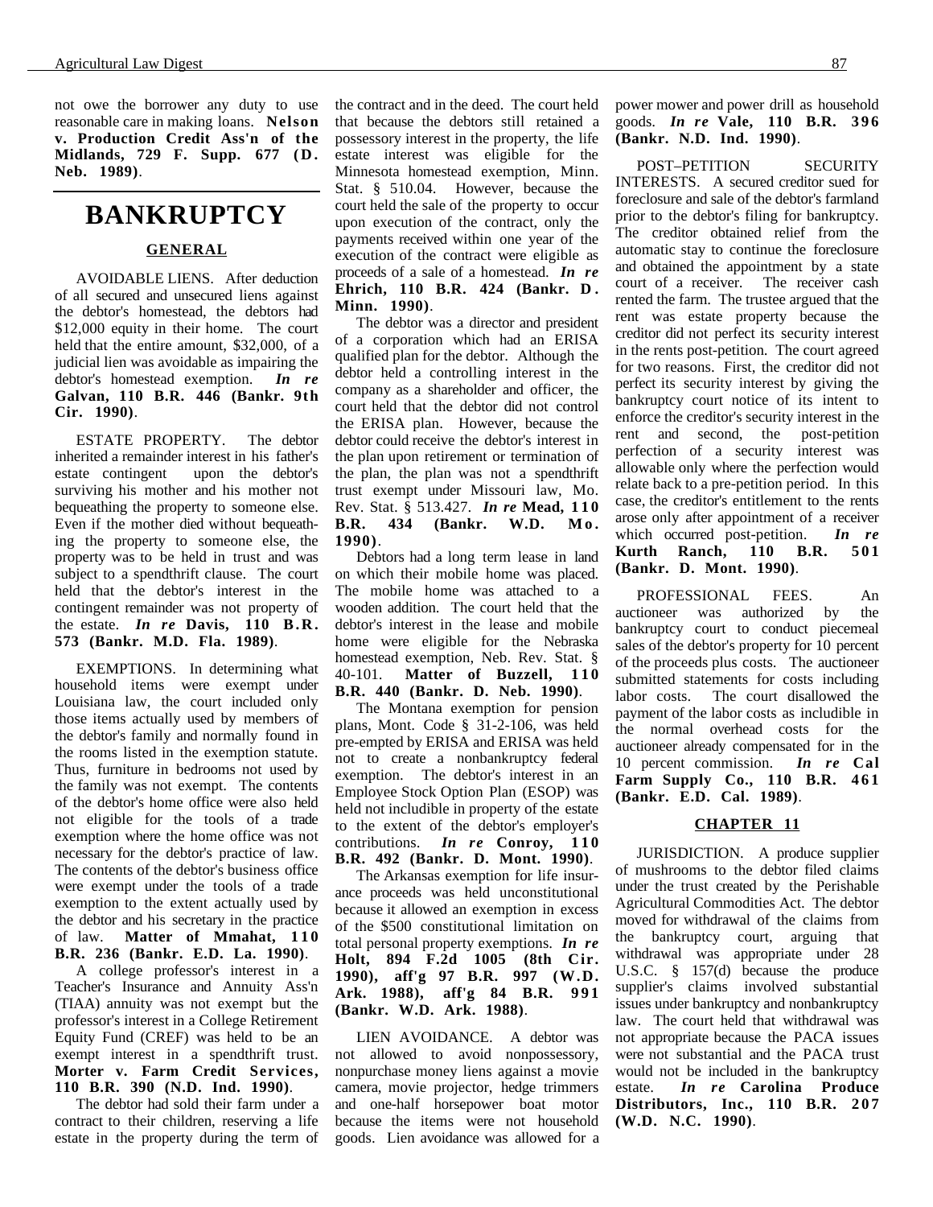not owe the borrower any duty to use reasonable care in making loans. **Nelson v. Production Credit Ass'n of the Midlands, 729 F. Supp. 677 (D. Neb. 1989)**.

# BANKRUPTCY

## GENERAL

AVOIDABLE LIENS. After deduction of all secured and unsecured liens against the debtor's homestead, the debtors had $12,000 equity in their home. The court held that the entire amount, $32,000, of a judicial lien was avoidable as impairing the debtor's homestead exemption. ***In re* Galvan, 110 B.R. 446 (Bankr. 9th Cir. 1990)**.

ESTATE PROPERTY. The debtor inherited a remainder interest in his father's estate contingent upon the debtor's surviving his mother and his mother not bequeathing the property to someone else. Even if the mother died without bequeathing the property to someone else, the property was to be held in trust and was subject to a spendthrift clause. The court held that the debtor's interest in the contingent remainder was not property of the estate. ***In re* Davis, 110 B.R. 573 (Bankr. M.D. Fla. 1989)**.

EXEMPTIONS. In determining what household items were exempt under Louisiana law, the court included only those items actually used by members of the debtor's family and normally found in the rooms listed in the exemption statute. Thus, furniture in bedrooms not used by the family was not exempt. The contents of the debtor's home office were also held not eligible for the tools of a trade exemption where the home office was not necessary for the debtor's practice of law. The contents of the debtor's business office were exempt under the tools of a trade exemption to the extent actually used by the debtor and his secretary in the practice of law. **Matter of Mmahat, 110 B.R. 236 (Bankr. E.D. La. 1990)**.

A college professor's interest in a Teacher's Insurance and Annuity Ass'n (TIAA) annuity was not exempt but the professor's interest in a College Retirement Equity Fund (CREF) was held to be an exempt interest in a spendthrift trust. **Morter v. Farm Credit Services, 110 B.R. 390 (N.D. Ind. 1990)**.

The debtor had sold their farm under a contract to their children, reserving a life estate in the property during the term of the contract and in the deed. The court held that because the debtors still retained a possessory interest in the property, the life estate interest was eligible for the Minnesota homestead exemption, Minn. Stat. § 510.04. However, because the court held the sale of the property to occur upon execution of the contract, only the payments received within one year of the execution of the contract were eligible as proceeds of a sale of a homestead. ***In re* Ehrich, 110 B.R. 424 (Bankr. D. Minn. 1990)**.

The debtor was a director and president of a corporation which had an ERISA qualified plan for the debtor. Although the debtor held a controlling interest in the company as a shareholder and officer, the court held that the debtor did not control the ERISA plan. However, because the debtor could receive the debtor's interest in the plan upon retirement or termination of the plan, the plan was not a spendthrift trust exempt under Missouri law, Mo. Rev. Stat. § 513.427. ***In re* Mead, 110 B.R. 434 (Bankr. W.D. Mo. 1990)**.

Debtors had a long term lease in land on which their mobile home was placed. The mobile home was attached to a wooden addition. The court held that the debtor's interest in the lease and mobile home were eligible for the Nebraska homestead exemption, Neb. Rev. Stat. § 40-101. **Matter of Buzzell, 110 B.R. 440 (Bankr. D. Neb. 1990)**.

The Montana exemption for pension plans, Mont. Code § 31-2-106, was held pre-empted by ERISA and ERISA was held not to create a nonbankruptcy federal exemption. The debtor's interest in an Employee Stock Option Plan (ESOP) was held not includible in property of the estate to the extent of the debtor's employer's contributions. ***In re* Conroy, 110 B.R. 492 (Bankr. D. Mont. 1990)**.

The Arkansas exemption for life insurance proceeds was held unconstitutional because it allowed an exemption in excess of the $500 constitutional limitation on total personal property exemptions. ***In re* Holt, 894 F.2d 1005 (8th Cir. 1990), aff'g 97 B.R. 997 (W.D. Ark. 1988), aff'g 84 B.R. 991 (Bankr. W.D. Ark. 1988)**.

LIEN AVOIDANCE. A debtor was not allowed to avoid nonpossessory, nonpurchase money liens against a movie camera, movie projector, hedge trimmers and one-half horsepower boat motor because the items were not household goods. Lien avoidance was allowed for a power mower and power drill as household goods. ***In re* Vale, 110 B.R. 396 (Bankr. N.D. Ind. 1990)**.

POST–PETITION SECURITY INTERESTS. A secured creditor sued for foreclosure and sale of the debtor's farmland prior to the debtor's filing for bankruptcy. The creditor obtained relief from the automatic stay to continue the foreclosure and obtained the appointment by a state court of a receiver. The receiver cash rented the farm. The trustee argued that the rent was estate property because the creditor did not perfect its security interest in the rents post-petition. The court agreed for two reasons. First, the creditor did not perfect its security interest by giving the bankruptcy court notice of its intent to enforce the creditor's security interest in the rent and second, the post-petition perfection of a security interest was allowable only where the perfection would relate back to a pre-petition period. In this case, the creditor's entitlement to the rents arose only after appointment of a receiver which occurred post-petition. ***In re* Kurth Ranch, 110 B.R. 501 (Bankr. D. Mont. 1990)**.

PROFESSIONAL FEES. An auctioneer was authorized by the bankruptcy court to conduct piecemeal sales of the debtor's property for 10 percent of the proceeds plus costs. The auctioneer submitted statements for costs including labor costs. The court disallowed the payment of the labor costs as includible in the normal overhead costs for the auctioneer already compensated for in the 10 percent commission. ***In re* Cal Farm Supply Co., 110 B.R. 461 (Bankr. E.D. Cal. 1989)**.

## CHAPTER 11

JURISDICTION. A produce supplier of mushrooms to the debtor filed claims under the trust created by the Perishable Agricultural Commodities Act. The debtor moved for withdrawal of the claims from the bankruptcy court, arguing that withdrawal was appropriate under 28 U.S.C. § 157(d) because the produce supplier's claims involved substantial issues under bankruptcy and nonbankruptcy law. The court held that withdrawal was not appropriate because the PACA issues were not substantial and the PACA trust would not be included in the bankruptcy estate. ***In re* Carolina Produce Distributors, Inc., 110 B.R. 207 (W.D. N.C. 1990)**.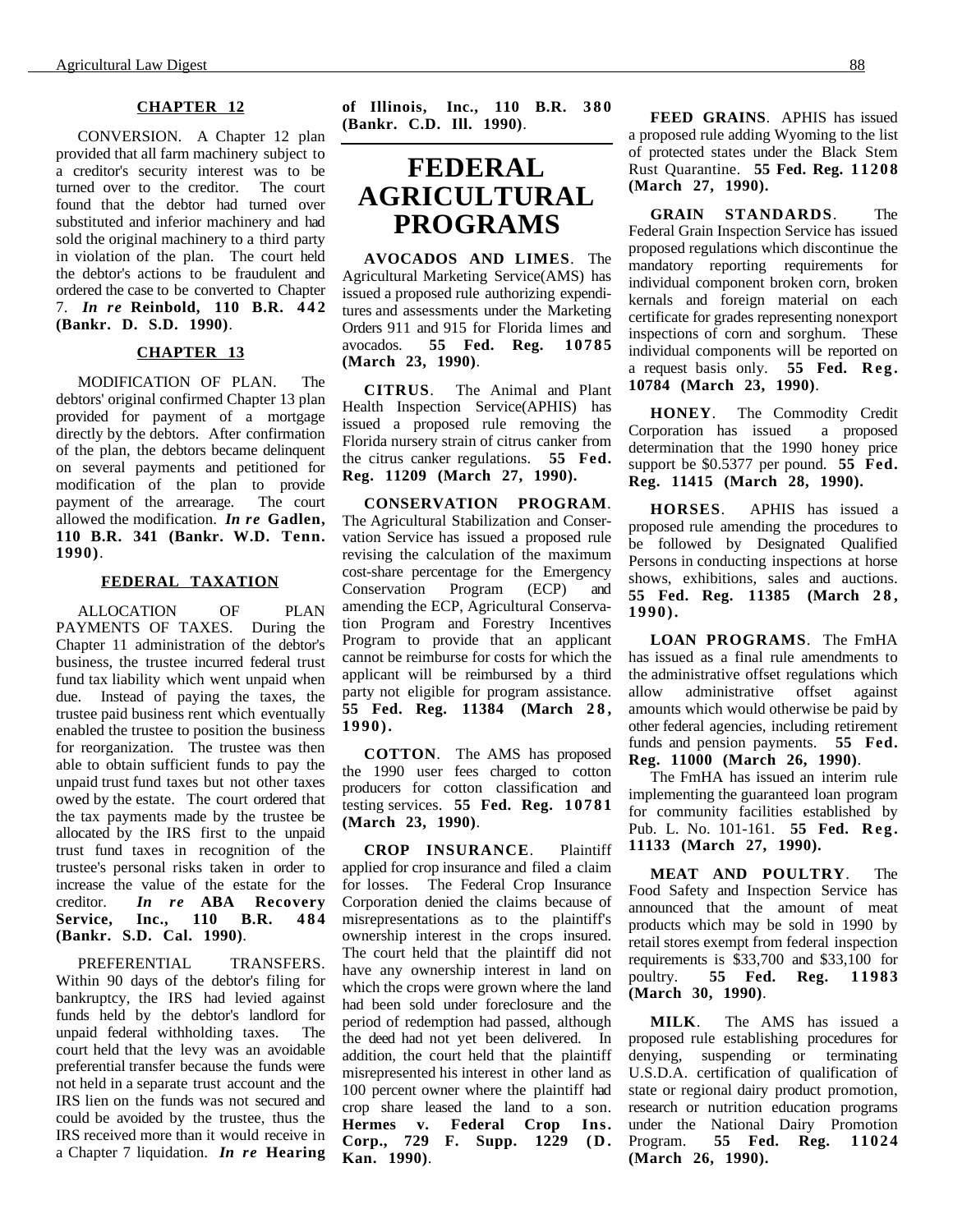### CHAPTER 12

CONVERSION. A Chapter 12 plan provided that all farm machinery subject to a creditor's security interest was to be turned over to the creditor. The court found that the debtor had turned over substituted and inferior machinery and had sold the original machinery to a third party in violation of the plan. The court held the debtor's actions to be fraudulent and ordered the case to be converted to Chapter 7. ***In re* Reinbold, 110 B.R. 442 (Bankr. D. S.D. 1990)**.

### CHAPTER 13

MODIFICATION OF PLAN. The debtors' original confirmed Chapter 13 plan provided for payment of a mortgage directly by the debtors. After confirmation of the plan, the debtors became delinquent on several payments and petitioned for modification of the plan to provide payment of the arrearage. The court allowed the modification. ***In re* Gadlen, 110 B.R. 341 (Bankr. W.D. Tenn. 1990)**.

### FEDERAL TAXATION

ALLOCATION OF PLAN PAYMENTS OF TAXES. During the Chapter 11 administration of the debtor's business, the trustee incurred federal trust fund tax liability which went unpaid when due. Instead of paying the taxes, the trustee paid business rent which eventually enabled the trustee to position the business for reorganization. The trustee was then able to obtain sufficient funds to pay the unpaid trust fund taxes but not other taxes owed by the estate. The court ordered that the tax payments made by the trustee be allocated by the IRS first to the unpaid trust fund taxes in recognition of the trustee's personal risks taken in order to increase the value of the estate for the creditor. ***In re* ABA Recovery Service, Inc., 110 B.R. 484 (Bankr. S.D. Cal. 1990)**.

PREFERENTIAL TRANSFERS. Within 90 days of the debtor's filing for bankruptcy, the IRS had levied against funds held by the debtor's landlord for unpaid federal withholding taxes. The court held that the levy was an avoidable preferential transfer because the funds were not held in a separate trust account and the IRS lien on the funds was not secured and could be avoided by the trustee, thus the IRS received more than it would receive in a Chapter 7 liquidation. ***In re* Hearing of Illinois, Inc., 110 B.R. 380 (Bankr. C.D. Ill. 1990)**.

# FEDERAL AGRICULTURAL PROGRAMS

**AVOCADOS AND LIMES**. The Agricultural Marketing Service(AMS) has issued a proposed rule authorizing expenditures and assessments under the Marketing Orders 911 and 915 for Florida limes and avocados. **55 Fed. Reg. 10785 (March 23, 1990)**.

**CITRUS**. The Animal and Plant Health Inspection Service(APHIS) has issued a proposed rule removing the Florida nursery strain of citrus canker from the citrus canker regulations. **55 Fed. Reg. 11209 (March 27, 1990).**

**CONSERVATION PROGRAM**. The Agricultural Stabilization and Conservation Service has issued a proposed rule revising the calculation of the maximum cost-share percentage for the Emergency Conservation Program (ECP) and amending the ECP, Agricultural Conservation Program and Forestry Incentives Program to provide that an applicant cannot be reimburse for costs for which the applicant will be reimbursed by a third party not eligible for program assistance. **55 Fed. Reg. 11384 (March 28, 1990).**

**COTTON**. The AMS has proposed the 1990 user fees charged to cotton producers for cotton classification and testing services. **55 Fed. Reg. 10781 (March 23, 1990)**.

**CROP INSURANCE**. Plaintiff applied for crop insurance and filed a claim for losses. The Federal Crop Insurance Corporation denied the claims because of misrepresentations as to the plaintiff's ownership interest in the crops insured. The court held that the plaintiff did not have any ownership interest in land on which the crops were grown where the land had been sold under foreclosure and the period of redemption had passed, although the deed had not yet been delivered. In addition, the court held that the plaintiff misrepresented his interest in other land as 100 percent owner where the plaintiff had crop share leased the land to a son. **Hermes v. Federal Crop Ins. Corp., 729 F. Supp. 1229 (D. Kan. 1990)**.

**FEED GRAINS**. APHIS has issued a proposed rule adding Wyoming to the list of protected states under the Black Stem Rust Quarantine. **55 Fed. Reg. 11208 (March 27, 1990).**

**GRAIN STANDARDS**. The Federal Grain Inspection Service has issued proposed regulations which discontinue the mandatory reporting requirements for individual component broken corn, broken kernals and foreign material on each certificate for grades representing nonexport inspections of corn and sorghum. These individual components will be reported on a request basis only. **55 Fed. Reg. 10784 (March 23, 1990)**.

**HONEY**. The Commodity Credit Corporation has issued a proposed determination that the 1990 honey price support be $0.5377 per pound. **55 Fed. Reg. 11415 (March 28, 1990).**

**HORSES**. APHIS has issued a proposed rule amending the procedures to be followed by Designated Qualified Persons in conducting inspections at horse shows, exhibitions, sales and auctions. **55 Fed. Reg. 11385 (March 28, 1990).**

**LOAN PROGRAMS**. The FmHA has issued as a final rule amendments to the administrative offset regulations which allow administrative offset against amounts which would otherwise be paid by other federal agencies, including retirement funds and pension payments. **55 Fed. Reg. 11000 (March 26, 1990)**.

The FmHA has issued an interim rule implementing the guaranteed loan program for community facilities established by Pub. L. No. 101-161. **55 Fed. Reg. 11133 (March 27, 1990).**

**MEAT AND POULTRY**. The Food Safety and Inspection Service has announced that the amount of meat products which may be sold in 1990 by retail stores exempt from federal inspection requirements is $33,700 and $33,100 for poultry. **55 Fed. Reg. 11983 (March 30, 1990)**.

**MILK**. The AMS has issued a proposed rule establishing procedures for denying, suspending or terminating U.S.D.A. certification of qualification of state or regional dairy product promotion, research or nutrition education programs under the National Dairy Promotion Program. **55 Fed. Reg. 11024 (March 26, 1990).**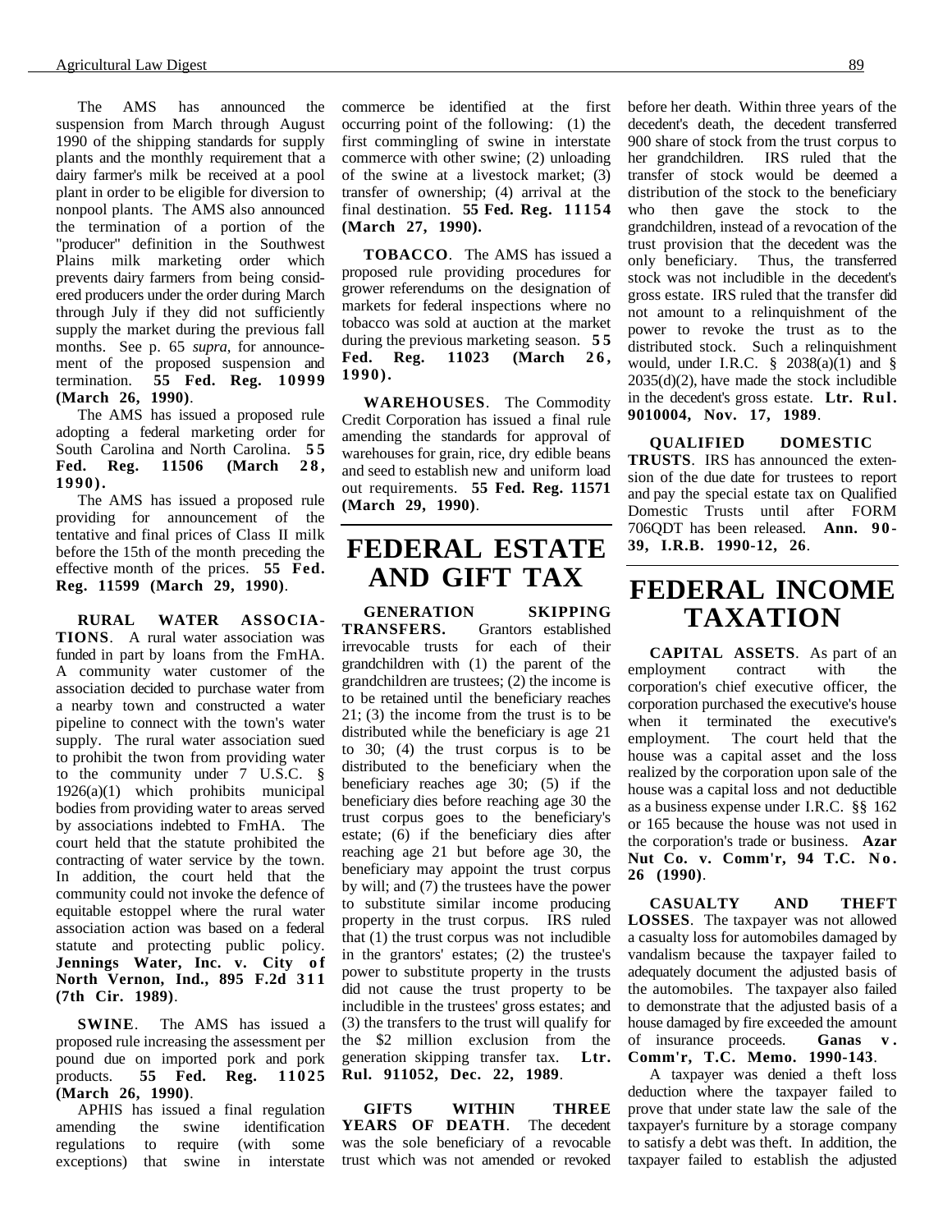The AMS has announced the suspension from March through August 1990 of the shipping standards for supply plants and the monthly requirement that a dairy farmer's milk be received at a pool plant in order to be eligible for diversion to nonpool plants. The AMS also announced the termination of a portion of the "producer" definition in the Southwest Plains milk marketing order which prevents dairy farmers from being considered producers under the order during March through July if they did not sufficiently supply the market during the previous fall months. See p. 65 *supra*, for announcement of the proposed suspension and termination. **55 Fed. Reg. 10999 (March 26, 1990)**.

The AMS has issued a proposed rule adopting a federal marketing order for South Carolina and North Carolina. **55 Fed. Reg. 11506 (March 28, 1990).**

The AMS has issued a proposed rule providing for announcement of the tentative and final prices of Class II milk before the 15th of the month preceding the effective month of the prices. **55 Fed. Reg. 11599 (March 29, 1990)**.

**RURAL WATER ASSOCIATIONS**. A rural water association was funded in part by loans from the FmHA. A community water customer of the association decided to purchase water from a nearby town and constructed a water pipeline to connect with the town's water supply. The rural water association sued to prohibit the twon from providing water to the community under 7 U.S.C. § 1926(a)(1) which prohibits municipal bodies from providing water to areas served by associations indebted to FmHA. The court held that the statute prohibited the contracting of water service by the town. In addition, the court held that the community could not invoke the defence of equitable estoppel where the rural water association action was based on a federal statute and protecting public policy. **Jennings Water, Inc. v. City of North Vernon, Ind., 895 F.2d 311 (7th Cir. 1989)**.

**SWINE**. The AMS has issued a proposed rule increasing the assessment per pound due on imported pork and pork products. **55 Fed. Reg. 11025 (March 26, 1990)**.

APHIS has issued a final regulation amending the swine identification regulations to require (with some exceptions) that swine in interstate commerce be identified at the first occurring point of the following: (1) the first commingling of swine in interstate commerce with other swine; (2) unloading of the swine at a livestock market; (3) transfer of ownership; (4) arrival at the final destination. **55 Fed. Reg. 11154 (March 27, 1990).**

**TOBACCO**. The AMS has issued a proposed rule providing procedures for grower referendums on the designation of markets for federal inspections where no tobacco was sold at auction at the market during the previous marketing season. **55 Fed. Reg. 11023 (March 26, 1990).**

**WAREHOUSES**. The Commodity Credit Corporation has issued a final rule amending the standards for approval of warehouses for grain, rice, dry edible beans and seed to establish new and uniform load out requirements. **55 Fed. Reg. 11571 (March 29, 1990)**.

# FEDERAL ESTATE AND GIFT TAX

**GENERATION SKIPPING TRANSFERS.** Grantors established irrevocable trusts for each of their grandchildren with (1) the parent of the grandchildren are trustees; (2) the income is to be retained until the beneficiary reaches 21; (3) the income from the trust is to be distributed while the beneficiary is age 21 to 30; (4) the trust corpus is to be distributed to the beneficiary when the beneficiary reaches age 30; (5) if the beneficiary dies before reaching age 30 the trust corpus goes to the beneficiary's estate; (6) if the beneficiary dies after reaching age 21 but before age 30, the beneficiary may appoint the trust corpus by will; and (7) the trustees have the power to substitute similar income producing property in the trust corpus. IRS ruled that (1) the trust corpus was not includible in the grantors' estates; (2) the trustee's power to substitute property in the trusts did not cause the trust property to be includible in the trustees' gross estates; and (3) the transfers to the trust will qualify for the $2 million exclusion from the generation skipping transfer tax. **Ltr. Rul. 911052, Dec. 22, 1989**.

**GIFTS WITHIN THREE YEARS OF DEATH**. The decedent was the sole beneficiary of a revocable trust which was not amended or revoked before her death. Within three years of the decedent's death, the decedent transferred 900 share of stock from the trust corpus to her grandchildren. IRS ruled that the transfer of stock would be deemed a distribution of the stock to the beneficiary who then gave the stock to the grandchildren, instead of a revocation of the trust provision that the decedent was the only beneficiary. Thus, the transferred stock was not includible in the decedent's gross estate. IRS ruled that the transfer did not amount to a relinquishment of the power to revoke the trust as to the distributed stock. Such a relinquishment would, under I.R.C. § 2038(a)(1) and § 2035(d)(2), have made the stock includible in the decedent's gross estate. **Ltr. Rul. 9010004, Nov. 17, 1989**.

**QUALIFIED DOMESTIC TRUSTS**. IRS has announced the extension of the due date for trustees to report and pay the special estate tax on Qualified Domestic Trusts until after FORM 706QDT has been released. **Ann. 90-39, I.R.B. 1990-12, 26**.

# FEDERAL INCOME TAXATION

**CAPITAL ASSETS**. As part of an employment contract with the corporation's chief executive officer, the corporation purchased the executive's house when it terminated the executive's employment. The court held that the house was a capital asset and the loss realized by the corporation upon sale of the house was a capital loss and not deductible as a business expense under I.R.C. §§ 162 or 165 because the house was not used in the corporation's trade or business. **Azar Nut Co. v. Comm'r, 94 T.C. No. 26 (1990)**.

**CASUALTY AND THEFT LOSSES**. The taxpayer was not allowed a casualty loss for automobiles damaged by vandalism because the taxpayer failed to adequately document the adjusted basis of the automobiles. The taxpayer also failed to demonstrate that the adjusted basis of a house damaged by fire exceeded the amount of insurance proceeds. **Ganas v. Comm'r, T.C. Memo. 1990-143**.

A taxpayer was denied a theft loss deduction where the taxpayer failed to prove that under state law the sale of the taxpayer's furniture by a storage company to satisfy a debt was theft. In addition, the taxpayer failed to establish the adjusted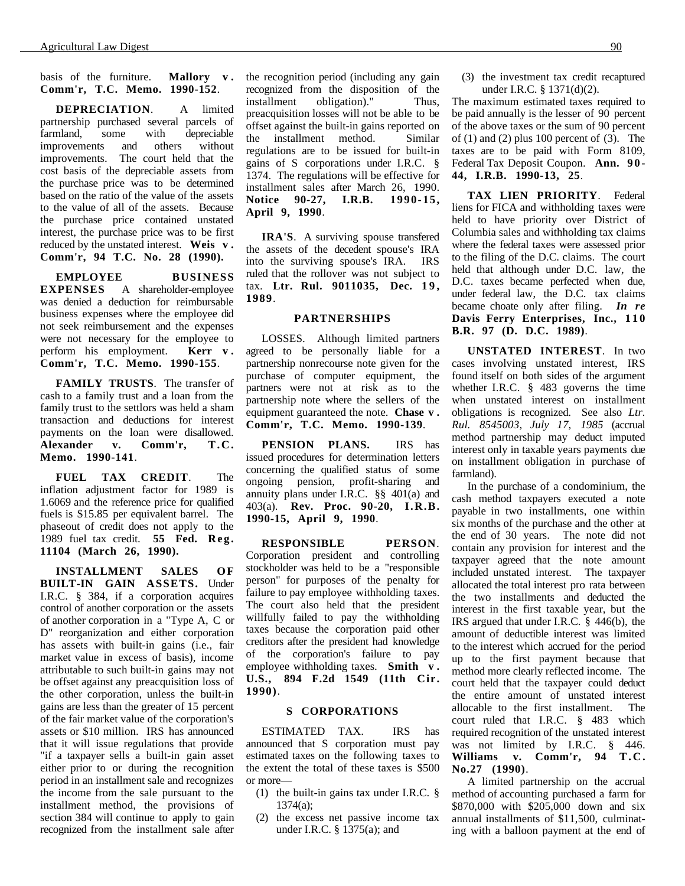basis of the furniture. **Mallory v. Comm'r, T.C. Memo. 1990-152**.

**DEPRECIATION**. A limited partnership purchased several parcels of farmland, some with depreciable improvements and others without improvements. The court held that the cost basis of the depreciable assets from the purchase price was to be determined based on the ratio of the value of the assets to the value of all of the assets. Because the purchase price contained unstated interest, the purchase price was to be first reduced by the unstated interest. **Weis v. Comm'r, 94 T.C. No. 28 (1990).**

**EMPLOYEE BUSINESS EXPENSES** A shareholder-employee was denied a deduction for reimbursable business expenses where the employee did not seek reimbursement and the expenses were not necessary for the employee to perform his employment. **Kerr v. Comm'r, T.C. Memo. 1990-155**.

**FAMILY TRUSTS**. The transfer of cash to a family trust and a loan from the family trust to the settlors was held a sham transaction and deductions for interest payments on the loan were disallowed. **Alexander v. Comm'r, T.C. Memo. 1990-141**.

**FUEL TAX CREDIT**. The inflation adjustment factor for 1989 is 1.6069 and the reference price for qualified fuels is $15.85 per equivalent barrel. The phaseout of credit does not apply to the 1989 fuel tax credit. **55 Fed. Reg. 11104 (March 26, 1990).**

**INSTALLMENT SALES OF BUILT-IN GAIN ASSETS.** Under I.R.C. § 384, if a corporation acquires control of another corporation or the assets of another corporation in a "Type A, C or D" reorganization and either corporation has assets with built-in gains (i.e., fair market value in excess of basis), income attributable to such built-in gains may not be offset against any preacquisition loss of the other corporation, unless the built-in gains are less than the greater of 15 percent of the fair market value of the corporation's assets or $10 million. IRS has announced that it will issue regulations that provide "if a taxpayer sells a built-in gain asset either prior to or during the recognition period in an installment sale and recognizes the income from the sale pursuant to the installment method, the provisions of section 384 will continue to apply to gain recognized from the installment sale after the recognition period (including any gain recognized from the disposition of the installment obligation)." Thus, preacquisition losses will not be able to be offset against the built-in gains reported on the installment method. Similar regulations are to be issued for built-in gains of S corporations under I.R.C. § 1374. The regulations will be effective for installment sales after March 26, 1990. **Notice 90-27, I.R.B. 1990-15, April 9, 1990**.

**IRA'S**. A surviving spouse transfered the assets of the decedent spouse's IRA into the surviving spouse's IRA. IRS ruled that the rollover was not subject to tax. **Ltr. Rul. 9011035, Dec. 19, 1989**.

### PARTNERSHIPS

LOSSES. Although limited partners agreed to be personally liable for a partnership nonrecourse note given for the purchase of computer equipment, the partners were not at risk as to the partnership note where the sellers of the equipment guaranteed the note. **Chase v. Comm'r, T.C. Memo. 1990-139**.

**PENSION PLANS.** IRS has issued procedures for determination letters concerning the qualified status of some ongoing pension, profit-sharing and annuity plans under I.R.C. §§ 401(a) and 403(a). **Rev. Proc. 90-20, I.R.B. 1990-15, April 9, 1990**.

**RESPONSIBLE PERSON**. Corporation president and controlling stockholder was held to be a "responsible person" for purposes of the penalty for failure to pay employee withholding taxes. The court also held that the president willfully failed to pay the withholding taxes because the corporation paid other creditors after the president had knowledge of the corporation's failure to pay employee withholding taxes. **Smith v. U.S., 894 F.2d 1549 (11th Cir. 1990)**.

### S CORPORATIONS

ESTIMATED TAX. IRS has announced that S corporation must pay estimated taxes on the following taxes to the extent the total of these taxes is $500 or more—

(1) the built-in gains tax under I.R.C. § 1374(a);

(2) the excess net passive income tax under I.R.C. § 1375(a); and

(3) the investment tax credit recaptured under I.R.C. § 1371(d)(2).

The maximum estimated taxes required to be paid annually is the lesser of 90 percent of the above taxes or the sum of 90 percent of (1) and (2) plus 100 percent of (3). The taxes are to be paid with Form 8109, Federal Tax Deposit Coupon. **Ann. 90-44, I.R.B. 1990-13, 25**.

**TAX LIEN PRIORITY**. Federal liens for FICA and withholding taxes were held to have priority over District of Columbia sales and withholding tax claims where the federal taxes were assessed prior to the filing of the D.C. claims. The court held that although under D.C. law, the D.C. taxes became perfected when due, under federal law, the D.C. tax claims became choate only after filing. ***In re* Davis Ferry Enterprises, Inc., 110 B.R. 97 (D. D.C. 1989)**.

**UNSTATED INTEREST**. In two cases involving unstated interest, IRS found itself on both sides of the argument whether I.R.C. § 483 governs the time when unstated interest on installment obligations is recognized. See also *Ltr. Rul. 8545003, July 17, 1985* (accrual method partnership may deduct imputed interest only in taxable years payments due on installment obligation in purchase of farmland).

In the purchase of a condominium, the cash method taxpayers executed a note payable in two installments, one within six months of the purchase and the other at the end of 30 years. The note did not contain any provision for interest and the taxpayer agreed that the note amount included unstated interest. The taxpayer allocated the total interest pro rata between the two installments and deducted the interest in the first taxable year, but the IRS argued that under I.R.C. § 446(b), the amount of deductible interest was limited to the interest which accrued for the period up to the first payment because that method more clearly reflected income. The court held that the taxpayer could deduct the entire amount of unstated interest allocable to the first installment. The court ruled that I.R.C. § 483 which required recognition of the unstated interest was not limited by I.R.C. § 446. **Williams v. Comm'r, 94 T.C. No.27 (1990)**.

A limited partnership on the accrual method of accounting purchased a farm for $870,000 with $205,000 down and six annual installments of $11,500, culminating with a balloon payment at the end of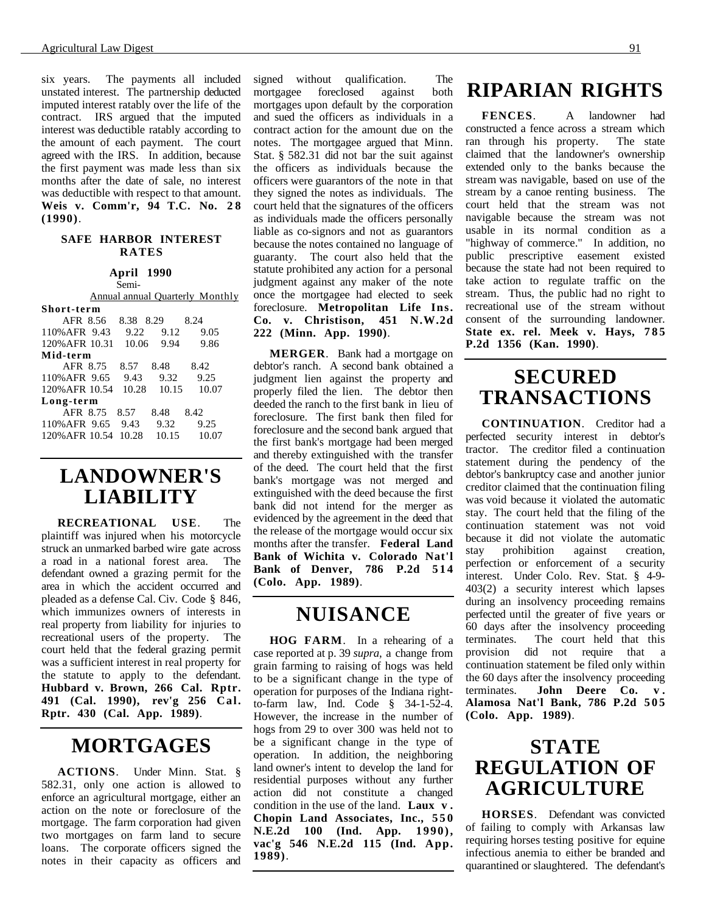six years. The payments all included unstated interest. The partnership deducted imputed interest ratably over the life of the contract. IRS argued that the imputed interest was deductible ratably according to the amount of each payment. The court agreed with the IRS. In addition, because the first payment was made less than six months after the date of sale, no interest was deductible with respect to that amount. **Weis v. Comm'r, 94 T.C. No. 28 (1990)**.

#### SAFE HARBOR INTEREST RATES

**April 1990**

| | Annual | Semi-annual | Quarterly | Monthly |
|---|---|---|---|---|
| **Short-term** | | | | |
| AFR | 8.56 | 8.38 | 8.29 | 8.24 |
| 110%AFR | 9.43 | 9.22 | 9.12 | 9.05 |
| 120%AFR | 10.31 | 10.06 | 9.94 | 9.86 |
| **Mid-term** | | | | |
| AFR | 8.75 | 8.57 | 8.48 | 8.42 |
| 110%AFR | 9.65 | 9.43 | 9.32 | 9.25 |
| 120%AFR | 10.54 | 10.28 | 10.15 | 10.07 |
| **Long-term** | | | | |
| AFR | 8.75 | 8.57 | 8.48 | 8.42 |
| 110%AFR | 9.65 | 9.43 | 9.32 | 9.25 |
| 120%AFR | 10.54 | 10.28 | 10.15 | 10.07 |

# LANDOWNER'S LIABILITY

**RECREATIONAL USE**. The plaintiff was injured when his motorcycle struck an unmarked barbed wire gate across a road in a national forest area. The defendant owned a grazing permit for the area in which the accident occurred and pleaded as a defense Cal. Civ. Code § 846, which immunizes owners of interests in real property from liability for injuries to recreational users of the property. The court held that the federal grazing permit was a sufficient interest in real property for the statute to apply to the defendant. **Hubbard v. Brown, 266 Cal. Rptr. 491 (Cal. 1990), rev'g 256 Cal. Rptr. 430 (Cal. App. 1989)**.

# MORTGAGES

**ACTIONS**. Under Minn. Stat. § 582.31, only one action is allowed to enforce an agricultural mortgage, either an action on the note or foreclosure of the mortgage. The farm corporation had given two mortgages on farm land to secure loans. The corporate officers signed the notes in their capacity as officers and signed without qualification. The mortgagee foreclosed against both mortgages upon default by the corporation and sued the officers as individuals in a contract action for the amount due on the notes. The mortgagee argued that Minn. Stat. § 582.31 did not bar the suit against the officers as individuals because the officers were guarantors of the note in that they signed the notes as individuals. The court held that the signatures of the officers as individuals made the officers personally liable as co-signors and not as guarantors because the notes contained no language of guaranty. The court also held that the statute prohibited any action for a personal judgment against any maker of the note once the mortgagee had elected to seek foreclosure. **Metropolitan Life Ins. Co. v. Christison, 451 N.W.2d 222 (Minn. App. 1990)**.

**MERGER**. Bank had a mortgage on debtor's ranch. A second bank obtained a judgment lien against the property and properly filed the lien. The debtor then deeded the ranch to the first bank in lieu of foreclosure. The first bank then filed for foreclosure and the second bank argued that the first bank's mortgage had been merged and thereby extinguished with the transfer of the deed. The court held that the first bank's mortgage was not merged and extinguished with the deed because the first bank did not intend for the merger as evidenced by the agreement in the deed that the release of the mortgage would occur six months after the transfer. **Federal Land Bank of Wichita v. Colorado Nat'l Bank of Denver, 786 P.2d 514 (Colo. App. 1989)**.

# NUISANCE

**HOG FARM**. In a rehearing of a case reported at p. 39 *supra*, a change from grain farming to raising of hogs was held to be a significant change in the type of operation for purposes of the Indiana right-to-farm law, Ind. Code § 34-1-52-4. However, the increase in the number of hogs from 29 to over 300 was held not to be a significant change in the type of operation. In addition, the neighboring land owner's intent to develop the land for residential purposes without any further action did not constitute a changed condition in the use of the land. **Laux v. Chopin Land Associates, Inc., 550 N.E.2d 100 (Ind. App. 1990), vac'g 546 N.E.2d 115 (Ind. App. 1989)**.

# RIPARIAN RIGHTS

**FENCES**. A landowner had constructed a fence across a stream which ran through his property. The state claimed that the landowner's ownership extended only to the banks because the stream was navigable, based on use of the stream by a canoe renting business. The court held that the stream was not navigable because the stream was not usable in its normal condition as a "highway of commerce." In addition, no public prescriptive easement existed because the state had not been required to take action to regulate traffic on the stream. Thus, the public had no right to recreational use of the stream without consent of the surrounding landowner. **State ex. rel. Meek v. Hays, 785 P.2d 1356 (Kan. 1990)**.

# SECURED TRANSACTIONS

**CONTINUATION**. Creditor had a perfected security interest in debtor's tractor. The creditor filed a continuation statement during the pendency of the debtor's bankruptcy case and another junior creditor claimed that the continuation filing was void because it violated the automatic stay. The court held that the filing of the continuation statement was not void because it did not violate the automatic stay prohibition against creation, perfection or enforcement of a security interest. Under Colo. Rev. Stat. § 4-9-403(2) a security interest which lapses during an insolvency proceeding remains perfected until the greater of five years or 60 days after the insolvency proceeding terminates. The court held that this provision did not require that a continuation statement be filed only within the 60 days after the insolvency proceeding terminates. **John Deere Co. v. Alamosa Nat'l Bank, 786 P.2d 505 (Colo. App. 1989)**.

# STATE REGULATION OF AGRICULTURE

**HORSES**. Defendant was convicted of failing to comply with Arkansas law requiring horses testing positive for equine infectious anemia to either be branded and quarantined or slaughtered. The defendant's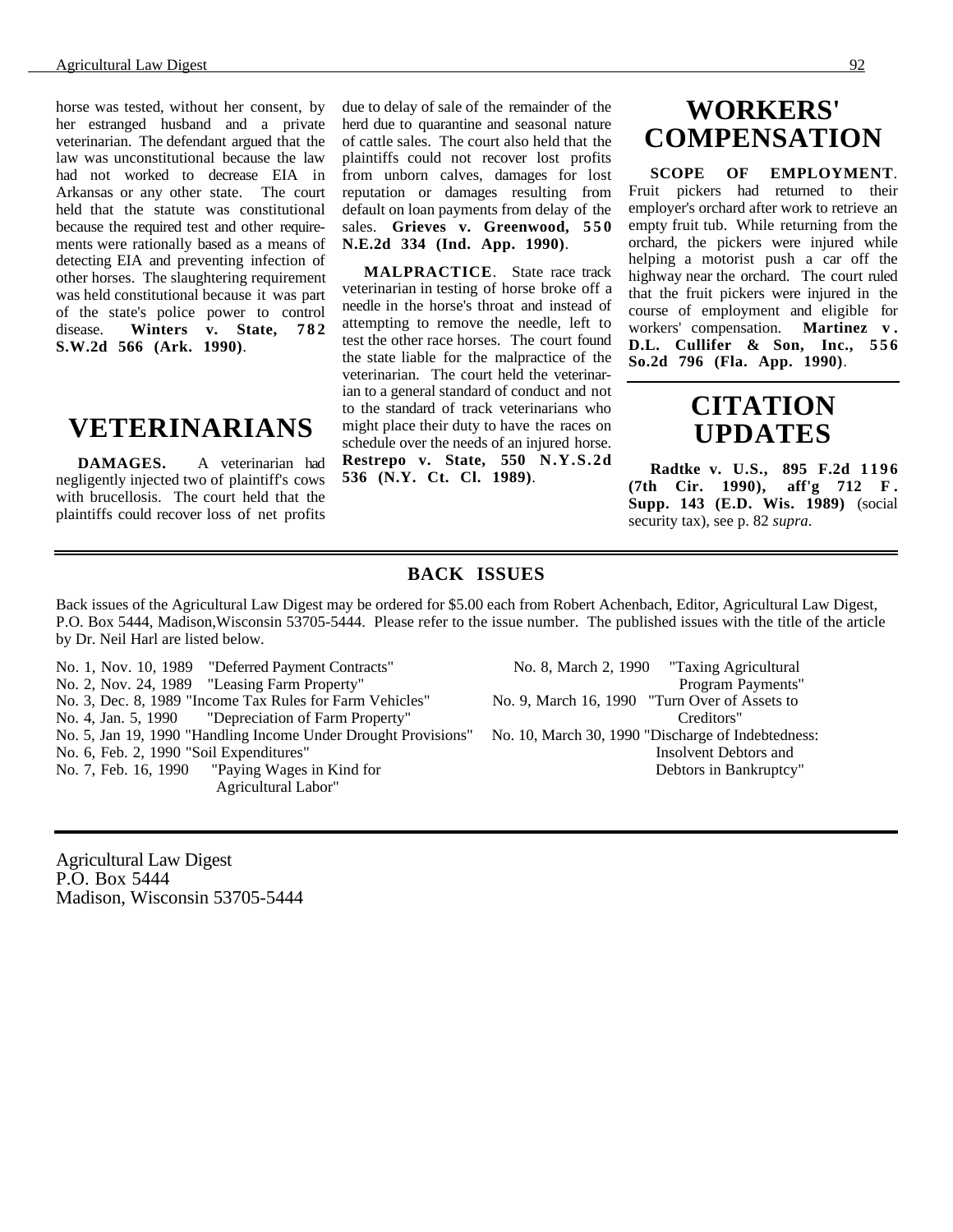horse was tested, without her consent, by her estranged husband and a private veterinarian. The defendant argued that the law was unconstitutional because the law had not worked to decrease EIA in Arkansas or any other state. The court held that the statute was constitutional because the required test and other requirements were rationally based as a means of detecting EIA and preventing infection of other horses. The slaughtering requirement was held constitutional because it was part of the state's police power to control disease. **Winters v. State, 782 S.W.2d 566 (Ark. 1990)**.

# VETERINARIANS

**DAMAGES.** A veterinarian had negligently injected two of plaintiff's cows with brucellosis. The court held that the plaintiffs could recover loss of net profits due to delay of sale of the remainder of the herd due to quarantine and seasonal nature of cattle sales. The court also held that the plaintiffs could not recover lost profits from unborn calves, damages for lost reputation or damages resulting from default on loan payments from delay of the sales. **Grieves v. Greenwood, 550 N.E.2d 334 (Ind. App. 1990)**.

**MALPRACTICE**. State race track veterinarian in testing of horse broke off a needle in the horse's throat and instead of attempting to remove the needle, left to test the other race horses. The court found the state liable for the malpractice of the veterinarian. The court held the veterinarian to a general standard of conduct and not to the standard of track veterinarians who might place their duty to have the races on schedule over the needs of an injured horse. **Restrepo v. State, 550 N.Y.S.2d 536 (N.Y. Ct. Cl. 1989)**.

# WORKERS' COMPENSATION

**SCOPE OF EMPLOYMENT**. Fruit pickers had returned to their employer's orchard after work to retrieve an empty fruit tub. While returning from the orchard, the pickers were injured while helping a motorist push a car off the highway near the orchard. The court ruled that the fruit pickers were injured in the course of employment and eligible for workers' compensation. **Martinez v. D.L. Cullifer & Son, Inc., 556 So.2d 796 (Fla. App. 1990)**.

# CITATION UPDATES

**Radtke v. U.S., 895 F.2d 1196 (7th Cir. 1990), aff'g 712 F. Supp. 143 (E.D. Wis. 1989)** (social security tax), see p. 82 *supra*.

## BACK ISSUES

Back issues of the Agricultural Law Digest may be ordered for $5.00 each from Robert Achenbach, Editor, Agricultural Law Digest, P.O. Box 5444, Madison,Wisconsin 53705-5444. Please refer to the issue number. The published issues with the title of the article by Dr. Neil Harl are listed below.

No. 1, Nov. 10, 1989 "Deferred Payment Contracts"
No. 2, Nov. 24, 1989 "Leasing Farm Property"
No. 3, Dec. 8, 1989 "Income Tax Rules for Farm Vehicles"
No. 4, Jan. 5, 1990 "Depreciation of Farm Property"
No. 5, Jan 19, 1990 "Handling Income Under Drought Provisions"
No. 6, Feb. 2, 1990 "Soil Expenditures"
No. 7, Feb. 16, 1990 "Paying Wages in Kind for Agricultural Labor"
No. 8, March 2, 1990 "Taxing Agricultural Program Payments"
No. 9, March 16, 1990 "Turn Over of Assets to Creditors"
No. 10, March 30, 1990 "Discharge of Indebtedness: Insolvent Debtors and Debtors in Bankruptcy"

Agricultural Law Digest
P.O. Box 5444
Madison, Wisconsin 53705-5444